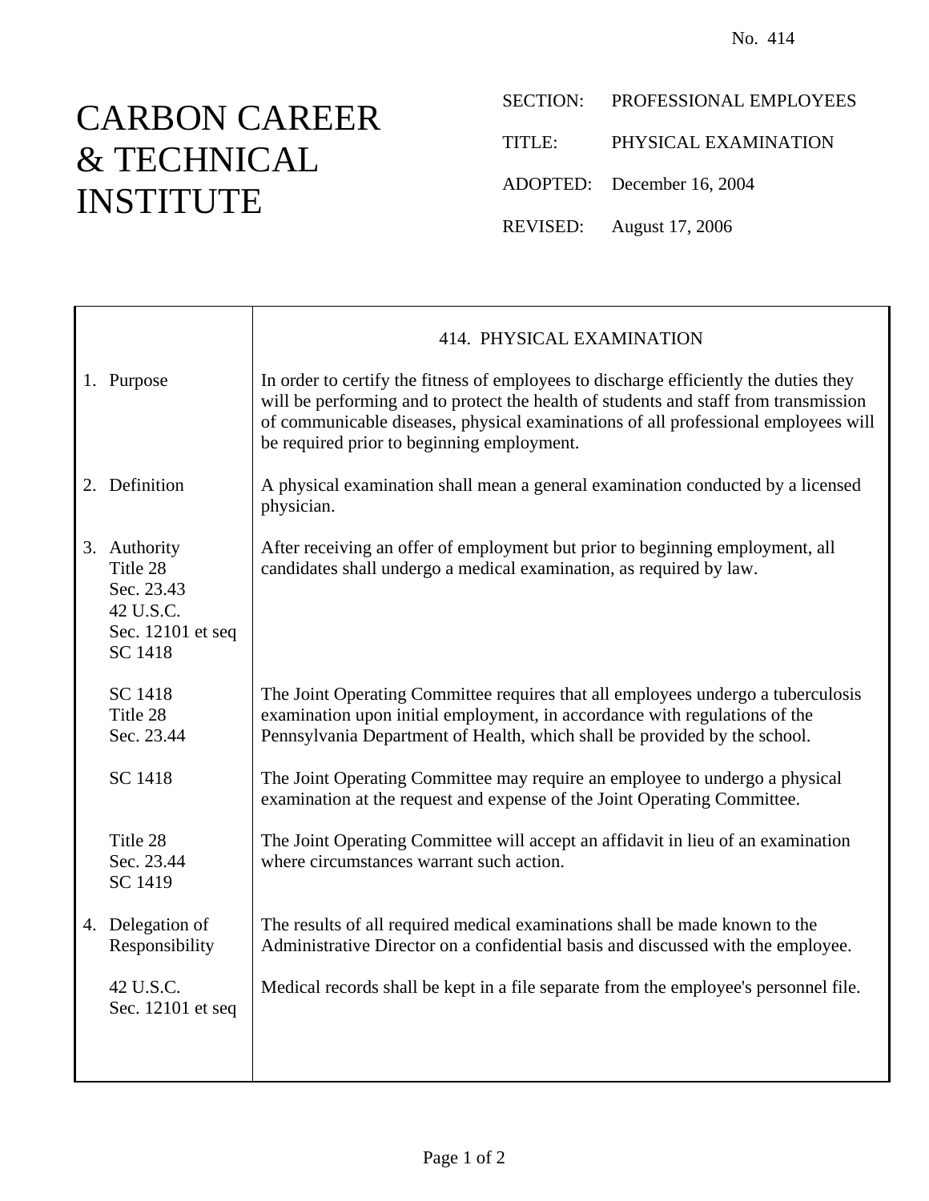No. 414

# CARBON CAREER & TECHNICAL INSTITUTE

SECTION: PROFESSIONAL EMPLOYEES

TITLE: PHYSICAL EXAMINATION

ADOPTED: December 16, 2004

REVISED: August 17, 2006

## 414. PHYSICAL EXAMINATION

| | |
|---|---|
| 1. Purpose | In order to certify the fitness of employees to discharge efficiently the duties they will be performing and to protect the health of students and staff from transmission of communicable diseases, physical examinations of all professional employees will be required prior to beginning employment. |
| 2. Definition | A physical examination shall mean a general examination conducted by a licensed physician. |
| 3. Authority<br>Title 28<br>Sec. 23.43<br>42 U.S.C.<br>Sec. 12101 et seq<br>SC 1418 | After receiving an offer of employment but prior to beginning employment, all candidates shall undergo a medical examination, as required by law. |
| SC 1418<br>Title 28<br>Sec. 23.44 | The Joint Operating Committee requires that all employees undergo a tuberculosis examination upon initial employment, in accordance with regulations of the Pennsylvania Department of Health, which shall be provided by the school. |
| SC 1418 | The Joint Operating Committee may require an employee to undergo a physical examination at the request and expense of the Joint Operating Committee. |
| Title 28<br>Sec. 23.44<br>SC 1419 | The Joint Operating Committee will accept an affidavit in lieu of an examination where circumstances warrant such action. |
| 4. Delegation of Responsibility | The results of all required medical examinations shall be made known to the Administrative Director on a confidential basis and discussed with the employee. |
| 42 U.S.C.<br>Sec. 12101 et seq | Medical records shall be kept in a file separate from the employee's personnel file. |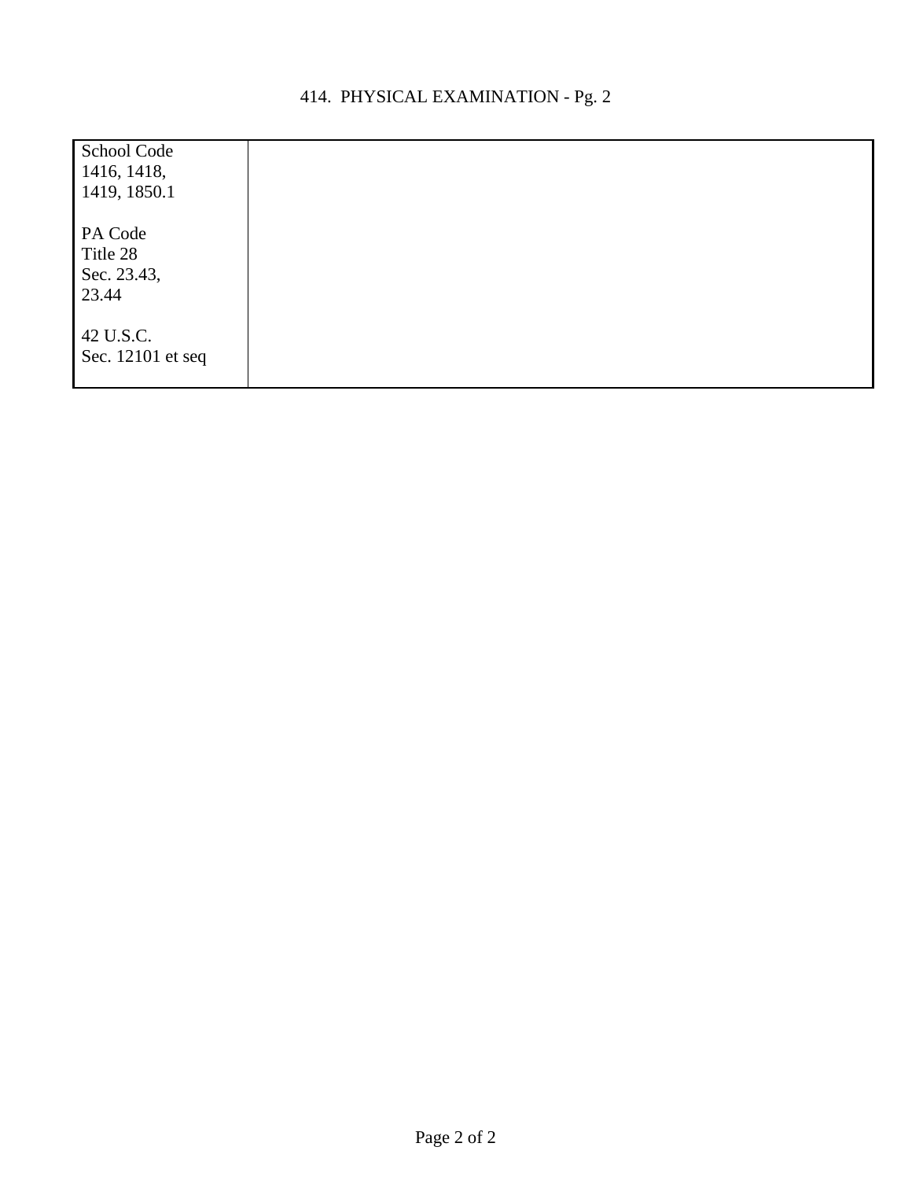| | |
|---|---|
| School Code<br>1416, 1418,<br>1419, 1850.1<br><br>PA Code<br>Title 28<br>Sec. 23.43,<br>23.44<br><br>42 U.S.C.<br>Sec. 12101 et seq | |